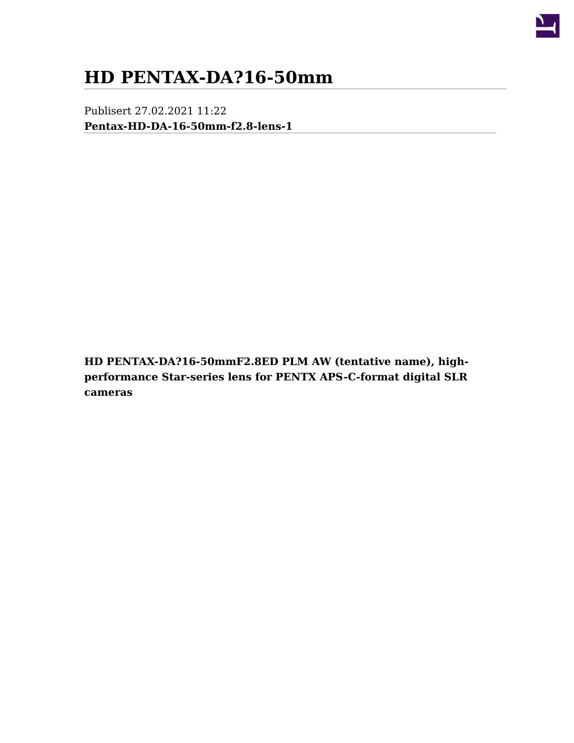# HD PENTAX-DA?16-50mm

Publisert 27.02.2021 11:22

**Pentax-HD-DA-16-50mm-f2.8-lens-1**

**HD PENTAX-DA?16-50mmF2.8ED PLM AW (tentative name), high-performance Star-series lens for PENTX APS-C-format digital SLR cameras**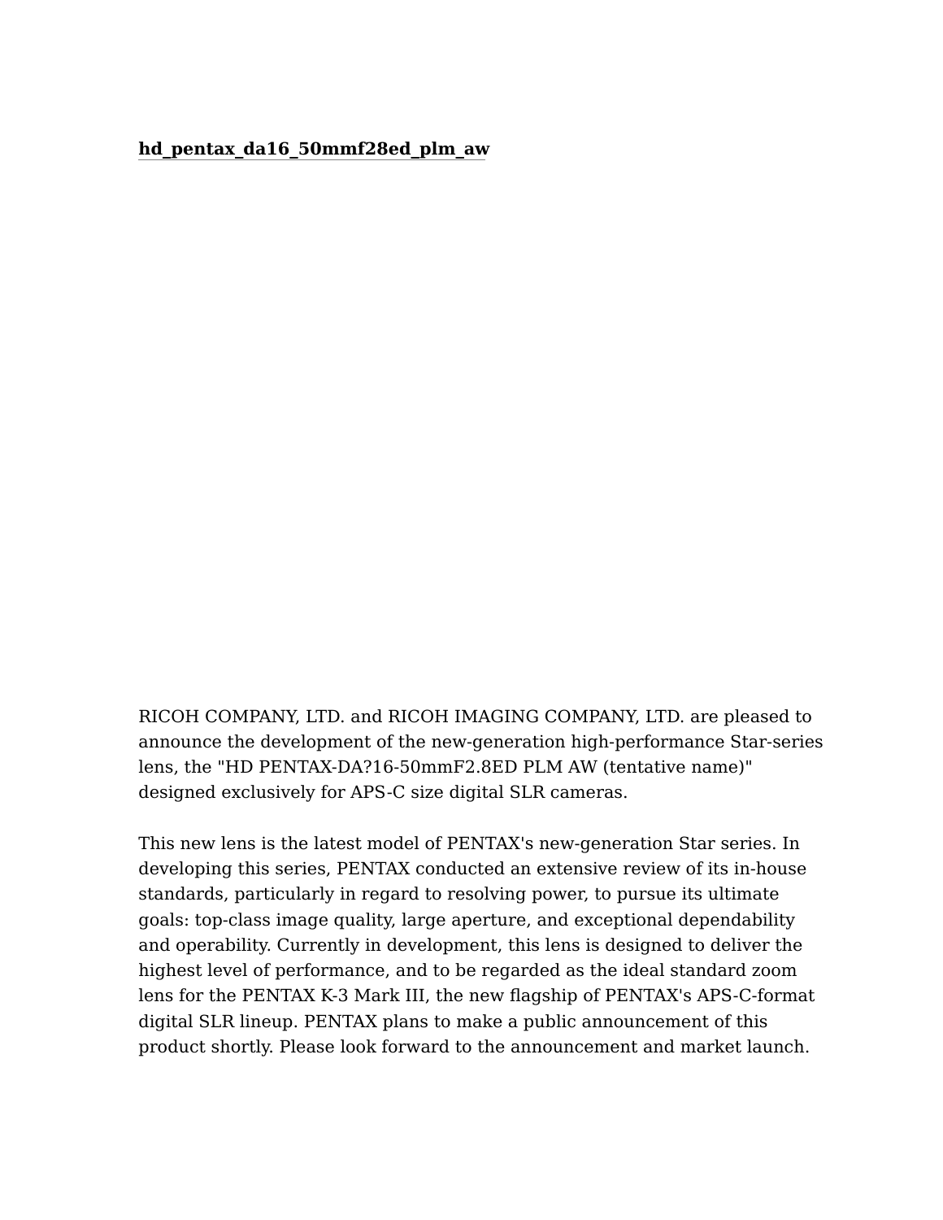**hd_pentax_da16_50mmf28ed_plm_aw**

RICOH COMPANY, LTD. and RICOH IMAGING COMPANY, LTD. are pleased to announce the development of the new-generation high-performance Star-series lens, the "HD PENTAX-DA?16-50mmF2.8ED PLM AW (tentative name)" designed exclusively for APS-C size digital SLR cameras.

This new lens is the latest model of PENTAX's new-generation Star series. In developing this series, PENTAX conducted an extensive review of its in-house standards, particularly in regard to resolving power, to pursue its ultimate goals: top-class image quality, large aperture, and exceptional dependability and operability. Currently in development, this lens is designed to deliver the highest level of performance, and to be regarded as the ideal standard zoom lens for the PENTAX K-3 Mark III, the new flagship of PENTAX's APS-C-format digital SLR lineup. PENTAX plans to make a public announcement of this product shortly. Please look forward to the announcement and market launch.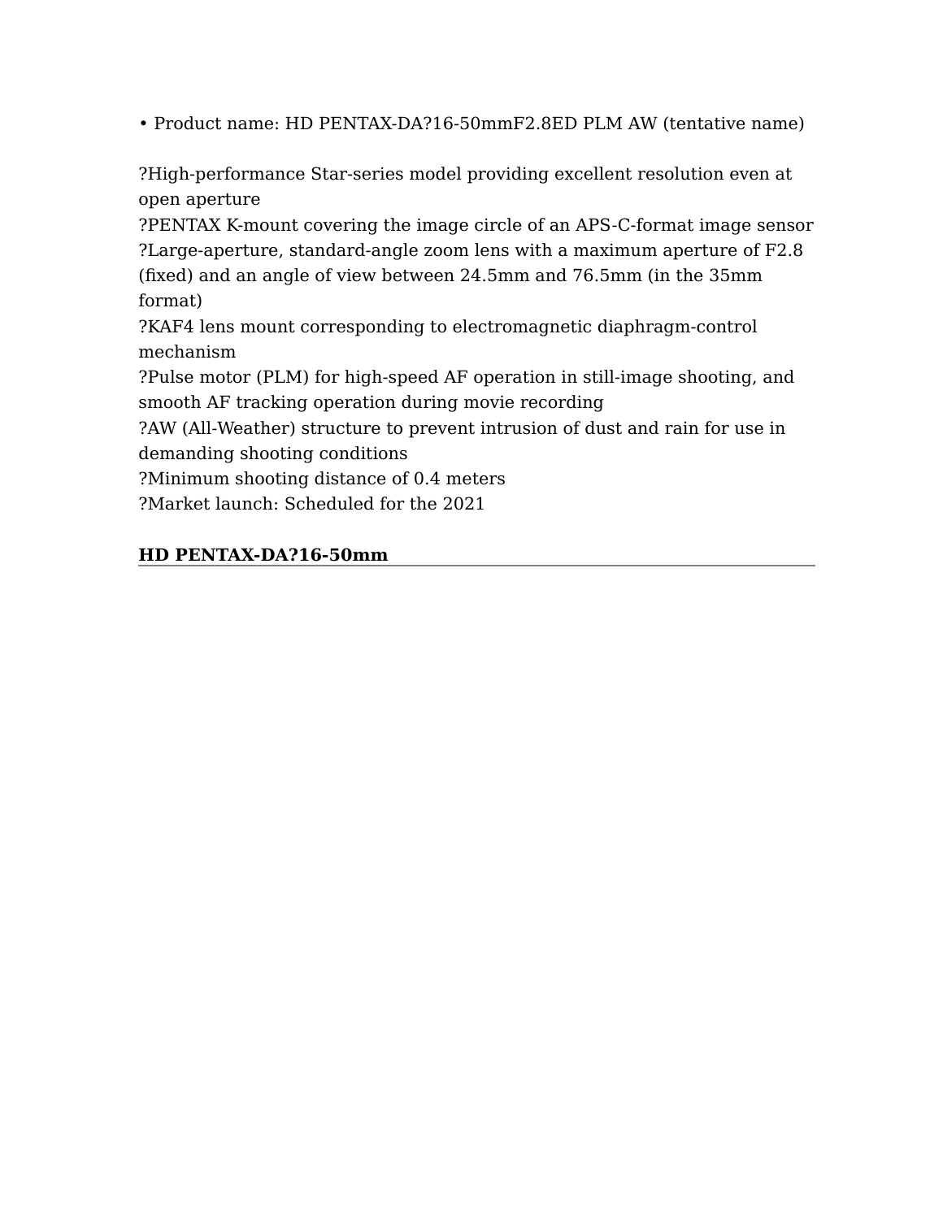• Product name: HD PENTAX-DA?16-50mmF2.8ED PLM AW (tentative name)

?High-performance Star-series model providing excellent resolution even at open aperture
?PENTAX K-mount covering the image circle of an APS-C-format image sensor
?Large-aperture, standard-angle zoom lens with a maximum aperture of F2.8 (fixed) and an angle of view between 24.5mm and 76.5mm (in the 35mm format)
?KAF4 lens mount corresponding to electromagnetic diaphragm-control mechanism
?Pulse motor (PLM) for high-speed AF operation in still-image shooting, and smooth AF tracking operation during movie recording
?AW (All-Weather) structure to prevent intrusion of dust and rain for use in demanding shooting conditions
?Minimum shooting distance of 0.4 meters
?Market launch: Scheduled for the 2021

**HD PENTAX-DA?16-50mm**

---